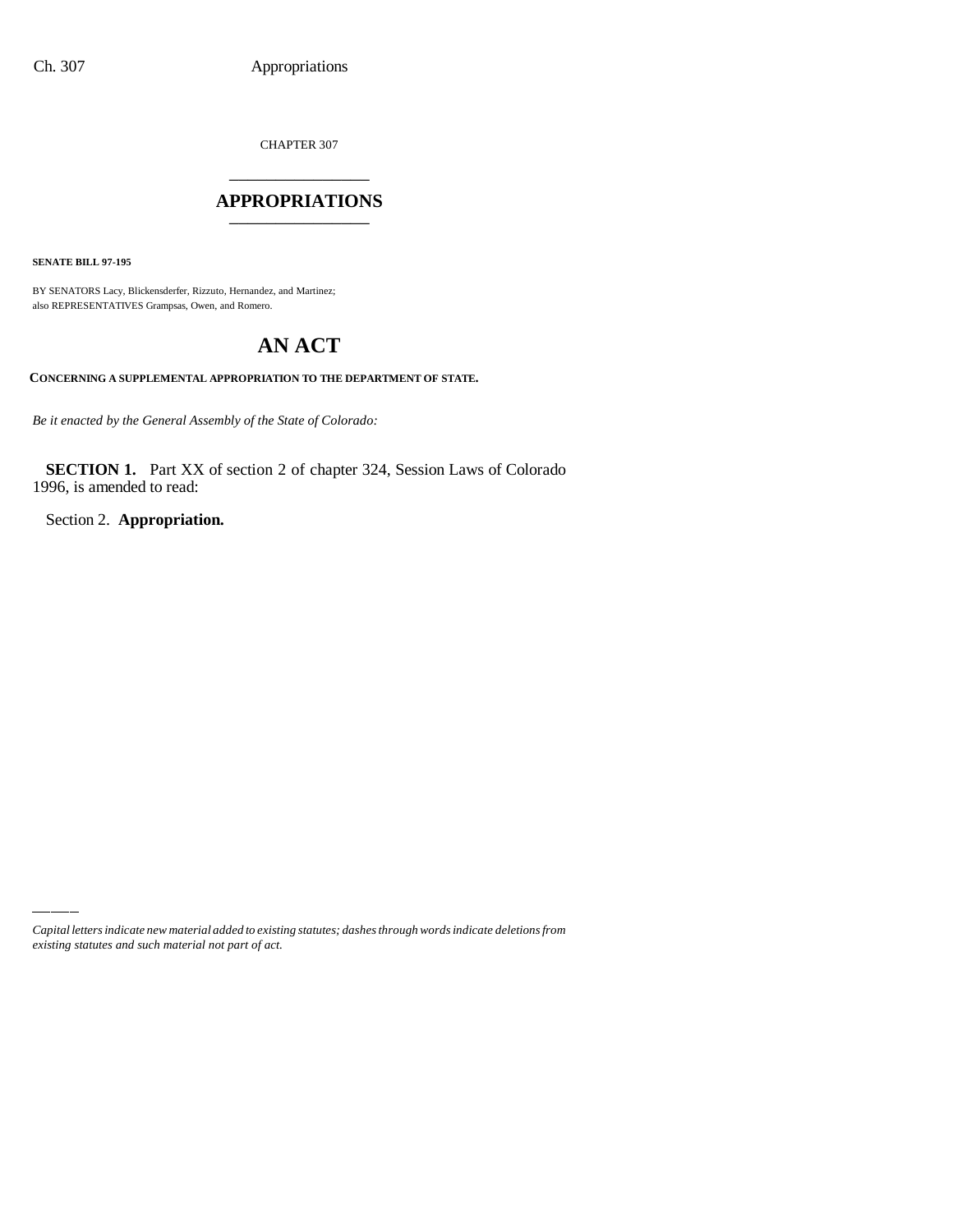CHAPTER 307

# APPROPRIATIONS

**SENATE BILL 97-195**

BY SENATORS Lacy, Blickensderfer, Rizzuto, Hernandez, and Martinez;
also REPRESENTATIVES Grampsas, Owen, and Romero.

# AN ACT

**CONCERNING A SUPPLEMENTAL APPROPRIATION TO THE DEPARTMENT OF STATE.**

*Be it enacted by the General Assembly of the State of Colorado:*

**SECTION 1.** Part XX of section 2 of chapter 324, Session Laws of Colorado 1996, is amended to read:

Section 2. **Appropriation.**

---

*Capital letters indicate new material added to existing statutes; dashes through words indicate deletions from existing statutes and such material not part of act.*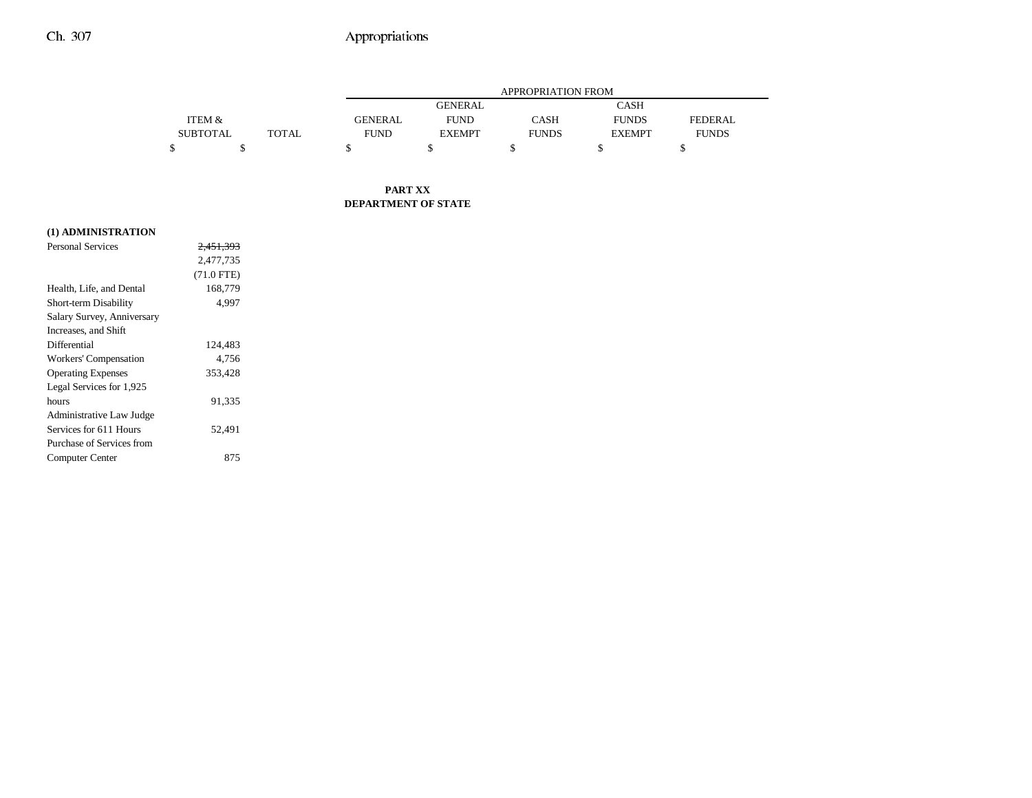| | ITEM & SUBTOTAL | TOTAL | APPROPRIATION FROM | | | | |
|---|---|---|---|---|---|---|---|
| | | | GENERAL FUND | GENERAL FUND EXEMPT | CASH FUNDS | CASH FUNDS EXEMPT | FEDERAL FUNDS |
| | $ | $ | $ | $ | $ | $ | $ |

**PART XX**
**DEPARTMENT OF STATE**

| | ITEM & SUBTOTAL | TOTAL | GENERAL FUND | GENERAL FUND EXEMPT | CASH FUNDS | CASH FUNDS EXEMPT | FEDERAL FUNDS |
|---|---|---|---|---|---|---|---|
| **(1) ADMINISTRATION** | | | | | | | |
| Personal Services | ~~2,451,393~~ 2,477,735 (71.0 FTE) | | | | | | |
| Health, Life, and Dental | 168,779 | | | | | | |
| Short-term Disability | 4,997 | | | | | | |
| Salary Survey, Anniversary Increases, and Shift Differential | 124,483 | | | | | | |
| Workers' Compensation | 4,756 | | | | | | |
| Operating Expenses | 353,428 | | | | | | |
| Legal Services for 1,925 hours | 91,335 | | | | | | |
| Administrative Law Judge Services for 611 Hours | 52,491 | | | | | | |
| Purchase of Services from Computer Center | 875 | | | | | | |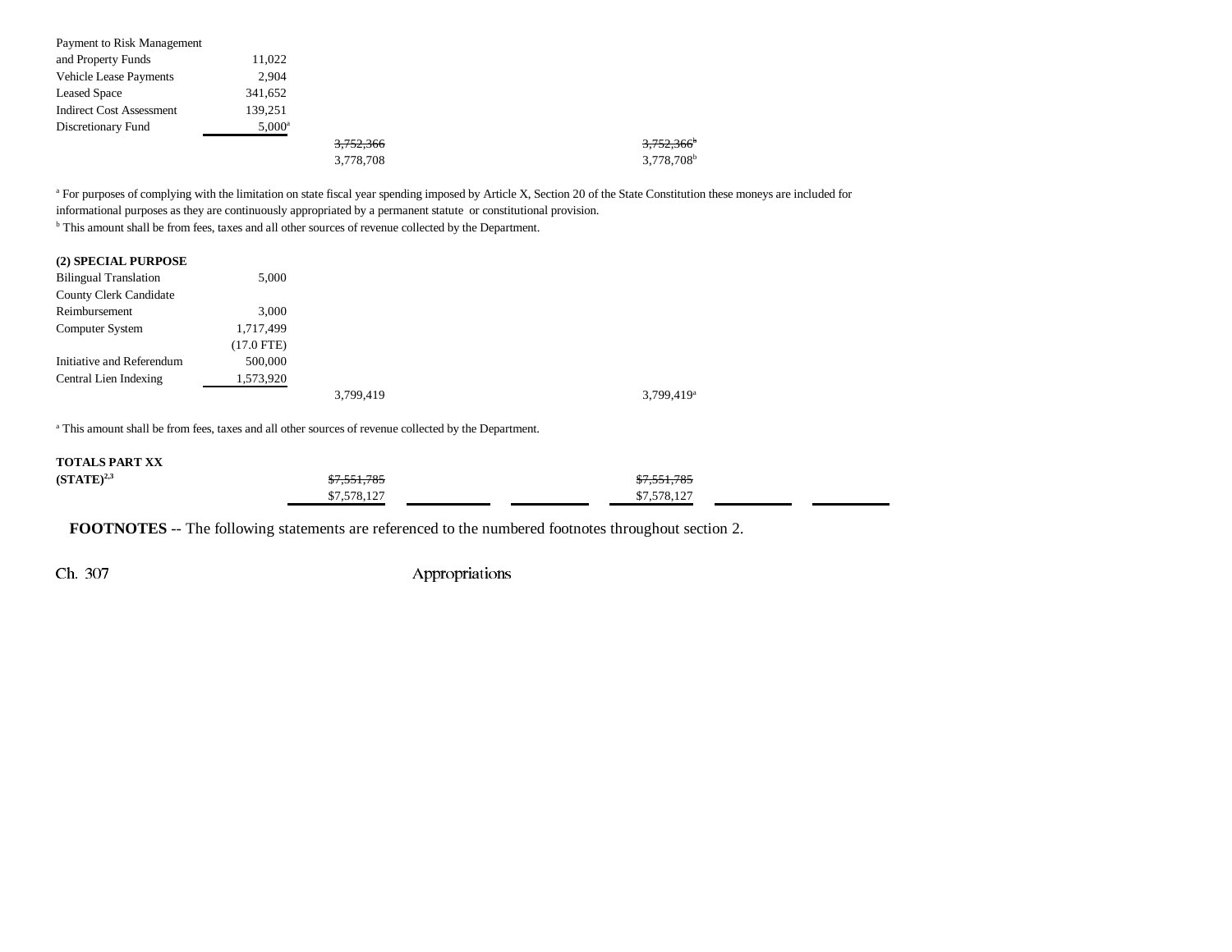| | | | | | | | |
|---|---|---|---|---|---|---|---|
| Payment to Risk Management and Property Funds | 11,022 | | | | | | |
| Vehicle Lease Payments | 2,904 | | | | | | |
| Leased Space | 341,652 | | | | | | |
| Indirect Cost Assessment | 139,251 | | | | | | |
| Discretionary Fund | 5,000[a] | | | | | | |
| | | ~~3,752,366~~ | | | ~~3,752,366[b]~~ | | |
| | | 3,778,708 | | | 3,778,708[b] | | |

[a] For purposes of complying with the limitation on state fiscal year spending imposed by Article X, Section 20 of the State Constitution these moneys are included for informational purposes as they are continuously appropriated by a permanent statute or constitutional provision.
[b] This amount shall be from fees, taxes and all other sources of revenue collected by the Department.

| | | | | | | | |
|---|---|---|---|---|---|---|---|
| **(2) SPECIAL PURPOSE** | | | | | | | |
| Bilingual Translation | 5,000 | | | | | | |
| County Clerk Candidate Reimbursement | 3,000 | | | | | | |
| Computer System | 1,717,499 | | | | | | |
| | (17.0 FTE) | | | | | | |
| Initiative and Referendum | 500,000 | | | | | | |
| Central Lien Indexing | 1,573,920 | | | | | | |
| | | 3,799,419 | | | 3,799,419[a] | | |

[a] This amount shall be from fees, taxes and all other sources of revenue collected by the Department.

| | | | | | | | |
|---|---|---|---|---|---|---|---|
| **TOTALS PART XX (STATE)**[2,3] | | ~~$7,551,785~~ | | | ~~$7,551,785~~ | | |
| | | $7,578,127 | | | $7,578,127 | | |

**FOOTNOTES** -- The following statements are referenced to the numbered footnotes throughout section 2.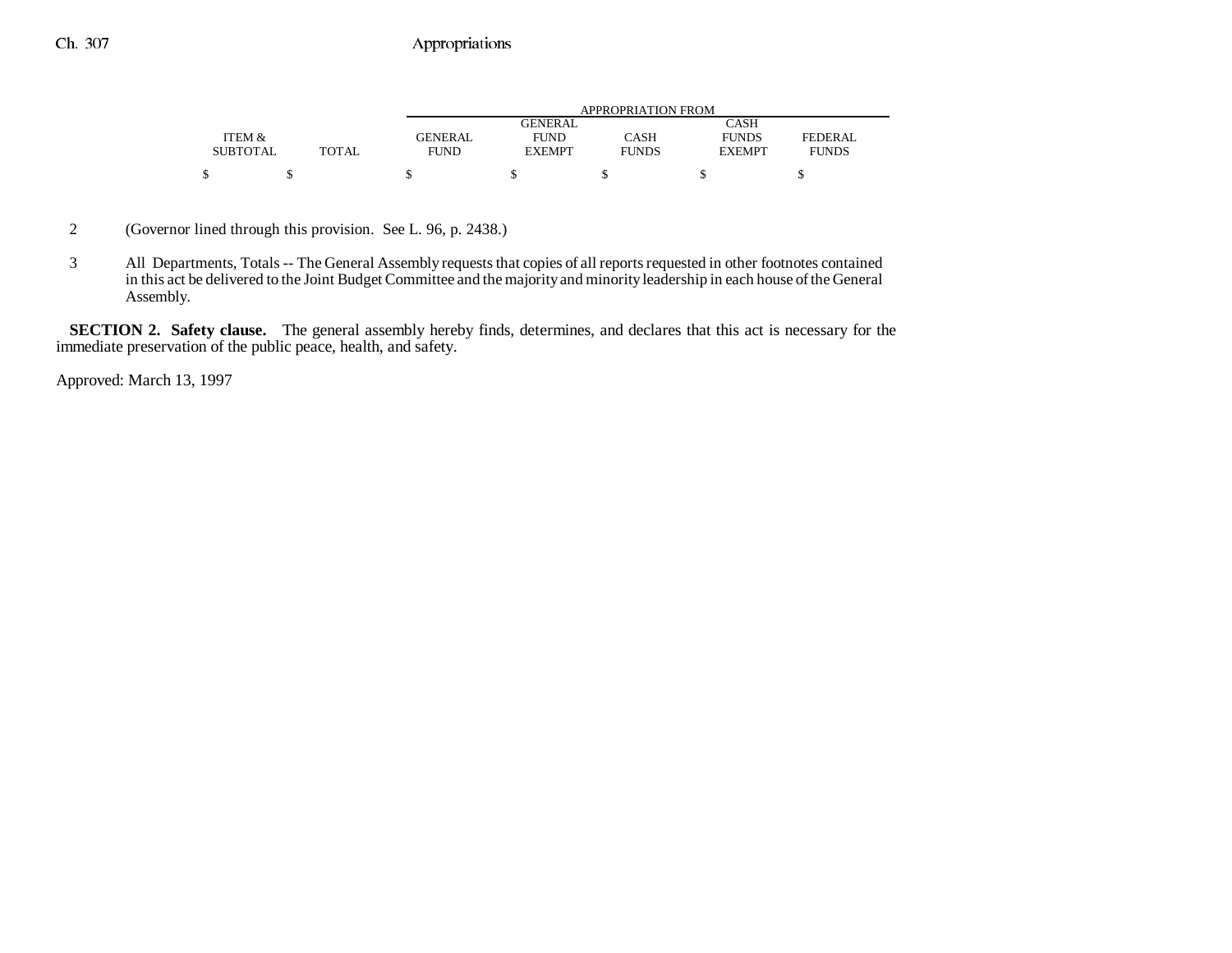| ITEM & SUBTOTAL | TOTAL | APPROPRIATION FROM GENERAL FUND | GENERAL FUND EXEMPT | CASH FUNDS | CASH FUNDS EXEMPT | FEDERAL FUNDS |
|---|---|---|---|---|---|---|
| $ | $ | $ | $ | $ | $ | $ |

2 (Governor lined through this provision. See L. 96, p. 2438.)

3 All Departments, Totals -- The General Assembly requests that copies of all reports requested in other footnotes contained in this act be delivered to the Joint Budget Committee and the majority and minority leadership in each house of the General Assembly.

**SECTION 2. Safety clause.** The general assembly hereby finds, determines, and declares that this act is necessary for the immediate preservation of the public peace, health, and safety.

Approved: March 13, 1997